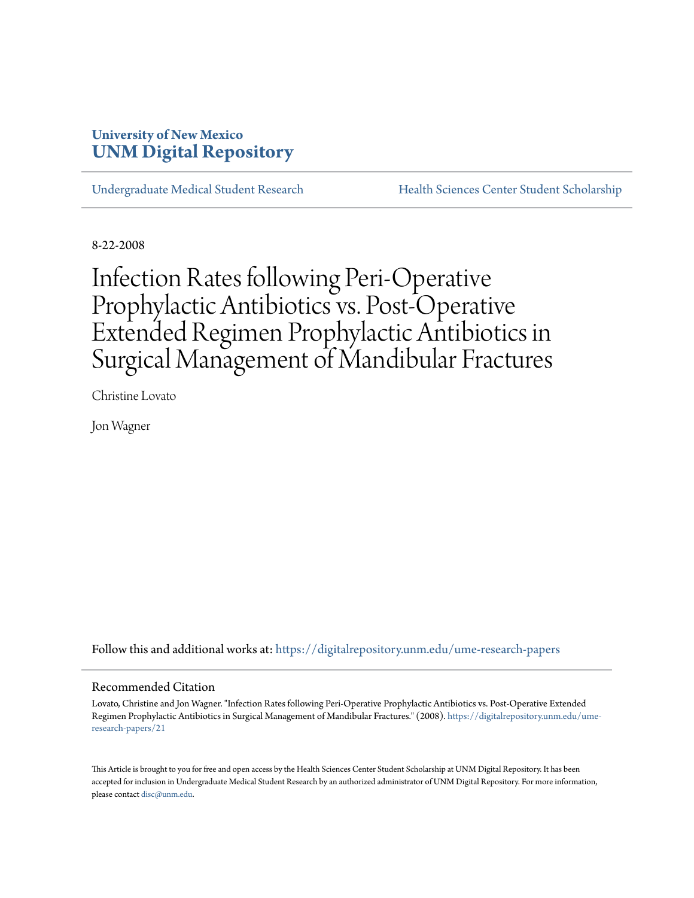University of New Mexico
**UNM Digital Repository**

Undergraduate Medical Student Research | Health Sciences Center Student Scholarship

8-22-2008

# Infection Rates following Peri-Operative Prophylactic Antibiotics vs. Post-Operative Extended Regimen Prophylactic Antibiotics in Surgical Management of Mandibular Fractures

Christine Lovato

Jon Wagner

Follow this and additional works at: https://digitalrepository.unm.edu/ume-research-papers

## Recommended Citation

Lovato, Christine and Jon Wagner. "Infection Rates following Peri-Operative Prophylactic Antibiotics vs. Post-Operative Extended Regimen Prophylactic Antibiotics in Surgical Management of Mandibular Fractures." (2008). https://digitalrepository.unm.edu/ume-research-papers/21

This Article is brought to you for free and open access by the Health Sciences Center Student Scholarship at UNM Digital Repository. It has been accepted for inclusion in Undergraduate Medical Student Research by an authorized administrator of UNM Digital Repository. For more information, please contact disc@unm.edu.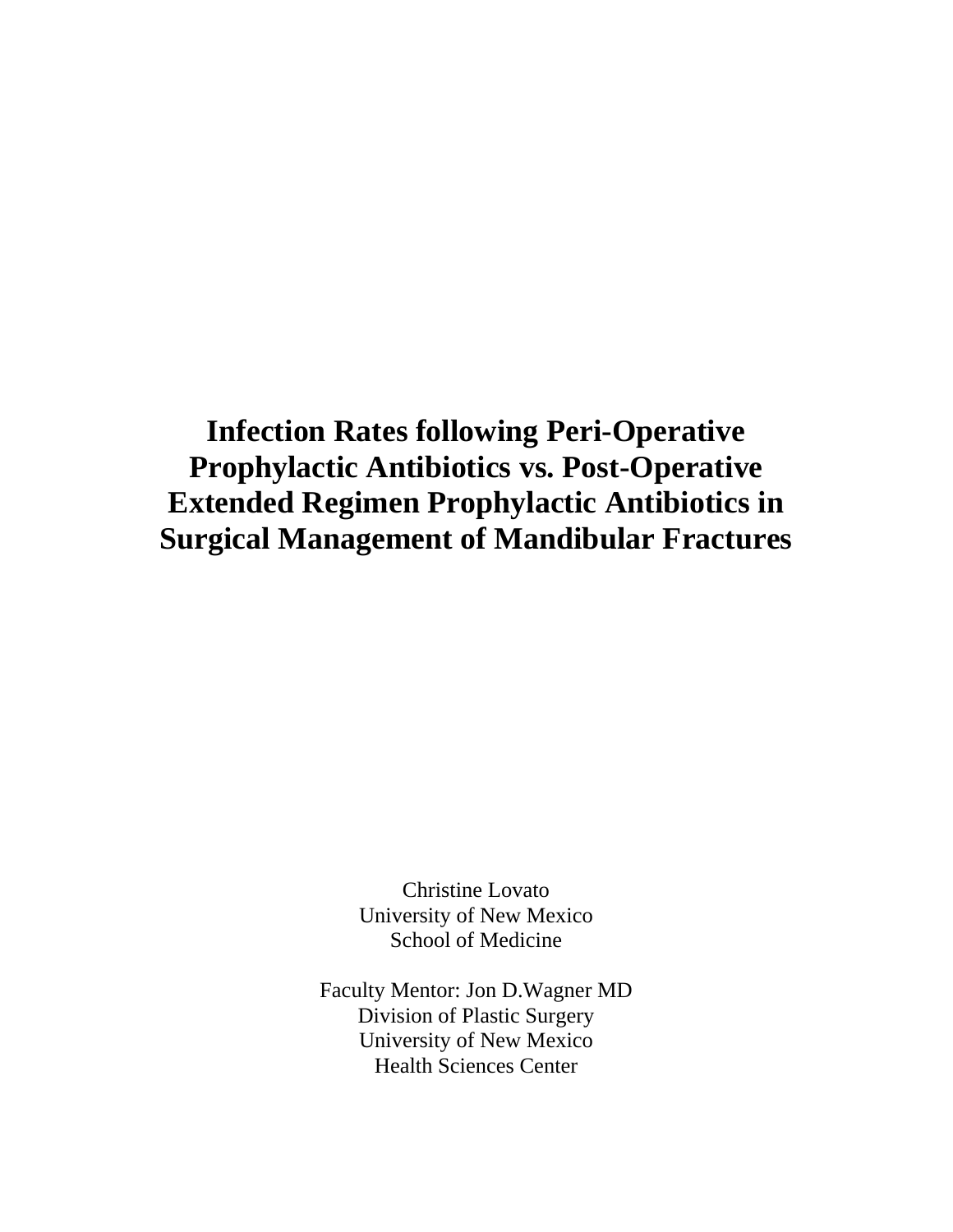# Infection Rates following Peri-Operative Prophylactic Antibiotics vs. Post-Operative Extended Regimen Prophylactic Antibiotics in Surgical Management of Mandibular Fractures

Christine Lovato
University of New Mexico
School of Medicine

Faculty Mentor: Jon D.Wagner MD
Division of Plastic Surgery
University of New Mexico
Health Sciences Center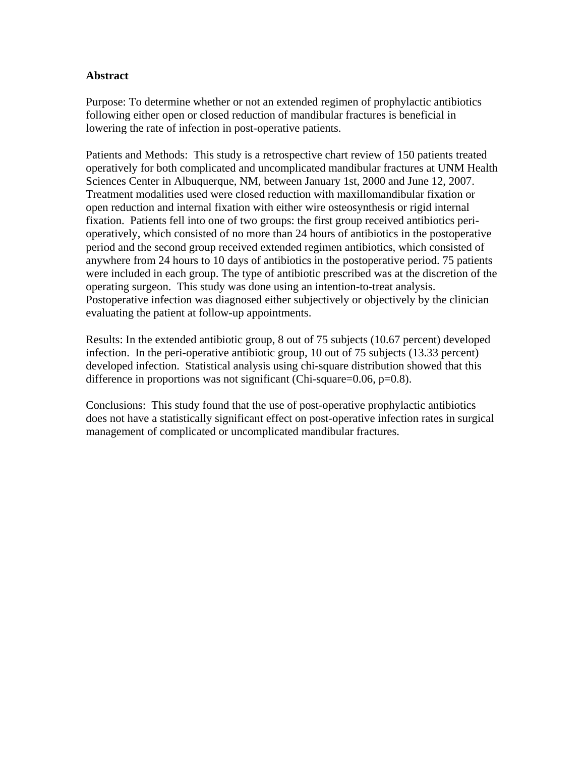**Abstract**

Purpose: To determine whether or not an extended regimen of prophylactic antibiotics following either open or closed reduction of mandibular fractures is beneficial in lowering the rate of infection in post-operative patients.

Patients and Methods: This study is a retrospective chart review of 150 patients treated operatively for both complicated and uncomplicated mandibular fractures at UNM Health Sciences Center in Albuquerque, NM, between January 1st, 2000 and June 12, 2007. Treatment modalities used were closed reduction with maxillomandibular fixation or open reduction and internal fixation with either wire osteosynthesis or rigid internal fixation. Patients fell into one of two groups: the first group received antibiotics peri-operatively, which consisted of no more than 24 hours of antibiotics in the postoperative period and the second group received extended regimen antibiotics, which consisted of anywhere from 24 hours to 10 days of antibiotics in the postoperative period. 75 patients were included in each group. The type of antibiotic prescribed was at the discretion of the operating surgeon. This study was done using an intention-to-treat analysis. Postoperative infection was diagnosed either subjectively or objectively by the clinician evaluating the patient at follow-up appointments.

Results: In the extended antibiotic group, 8 out of 75 subjects (10.67 percent) developed infection. In the peri-operative antibiotic group, 10 out of 75 subjects (13.33 percent) developed infection. Statistical analysis using chi-square distribution showed that this difference in proportions was not significant (Chi-square=0.06, p=0.8).

Conclusions: This study found that the use of post-operative prophylactic antibiotics does not have a statistically significant effect on post-operative infection rates in surgical management of complicated or uncomplicated mandibular fractures.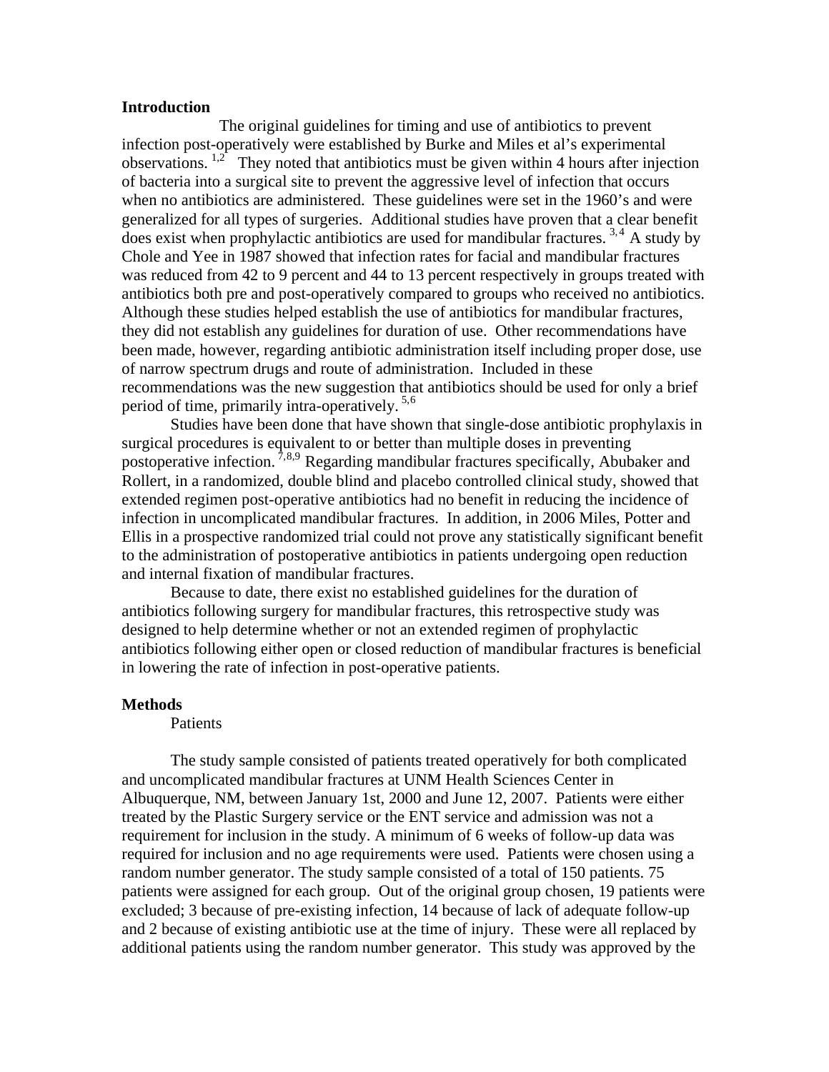## Introduction

The original guidelines for timing and use of antibiotics to prevent infection post-operatively were established by Burke and Miles et al's experimental observations. [1,2] They noted that antibiotics must be given within 4 hours after injection of bacteria into a surgical site to prevent the aggressive level of infection that occurs when no antibiotics are administered. These guidelines were set in the 1960's and were generalized for all types of surgeries. Additional studies have proven that a clear benefit does exist when prophylactic antibiotics are used for mandibular fractures. [3,4] A study by Chole and Yee in 1987 showed that infection rates for facial and mandibular fractures was reduced from 42 to 9 percent and 44 to 13 percent respectively in groups treated with antibiotics both pre and post-operatively compared to groups who received no antibiotics. Although these studies helped establish the use of antibiotics for mandibular fractures, they did not establish any guidelines for duration of use. Other recommendations have been made, however, regarding antibiotic administration itself including proper dose, use of narrow spectrum drugs and route of administration. Included in these recommendations was the new suggestion that antibiotics should be used for only a brief period of time, primarily intra-operatively. [5,6]

Studies have been done that have shown that single-dose antibiotic prophylaxis in surgical procedures is equivalent to or better than multiple doses in preventing postoperative infection. [7,8,9] Regarding mandibular fractures specifically, Abubaker and Rollert, in a randomized, double blind and placebo controlled clinical study, showed that extended regimen post-operative antibiotics had no benefit in reducing the incidence of infection in uncomplicated mandibular fractures. In addition, in 2006 Miles, Potter and Ellis in a prospective randomized trial could not prove any statistically significant benefit to the administration of postoperative antibiotics in patients undergoing open reduction and internal fixation of mandibular fractures.

Because to date, there exist no established guidelines for the duration of antibiotics following surgery for mandibular fractures, this retrospective study was designed to help determine whether or not an extended regimen of prophylactic antibiotics following either open or closed reduction of mandibular fractures is beneficial in lowering the rate of infection in post-operative patients.

## Methods

### Patients

The study sample consisted of patients treated operatively for both complicated and uncomplicated mandibular fractures at UNM Health Sciences Center in Albuquerque, NM, between January 1st, 2000 and June 12, 2007. Patients were either treated by the Plastic Surgery service or the ENT service and admission was not a requirement for inclusion in the study. A minimum of 6 weeks of follow-up data was required for inclusion and no age requirements were used. Patients were chosen using a random number generator. The study sample consisted of a total of 150 patients. 75 patients were assigned for each group. Out of the original group chosen, 19 patients were excluded; 3 because of pre-existing infection, 14 because of lack of adequate follow-up and 2 because of existing antibiotic use at the time of injury. These were all replaced by additional patients using the random number generator. This study was approved by the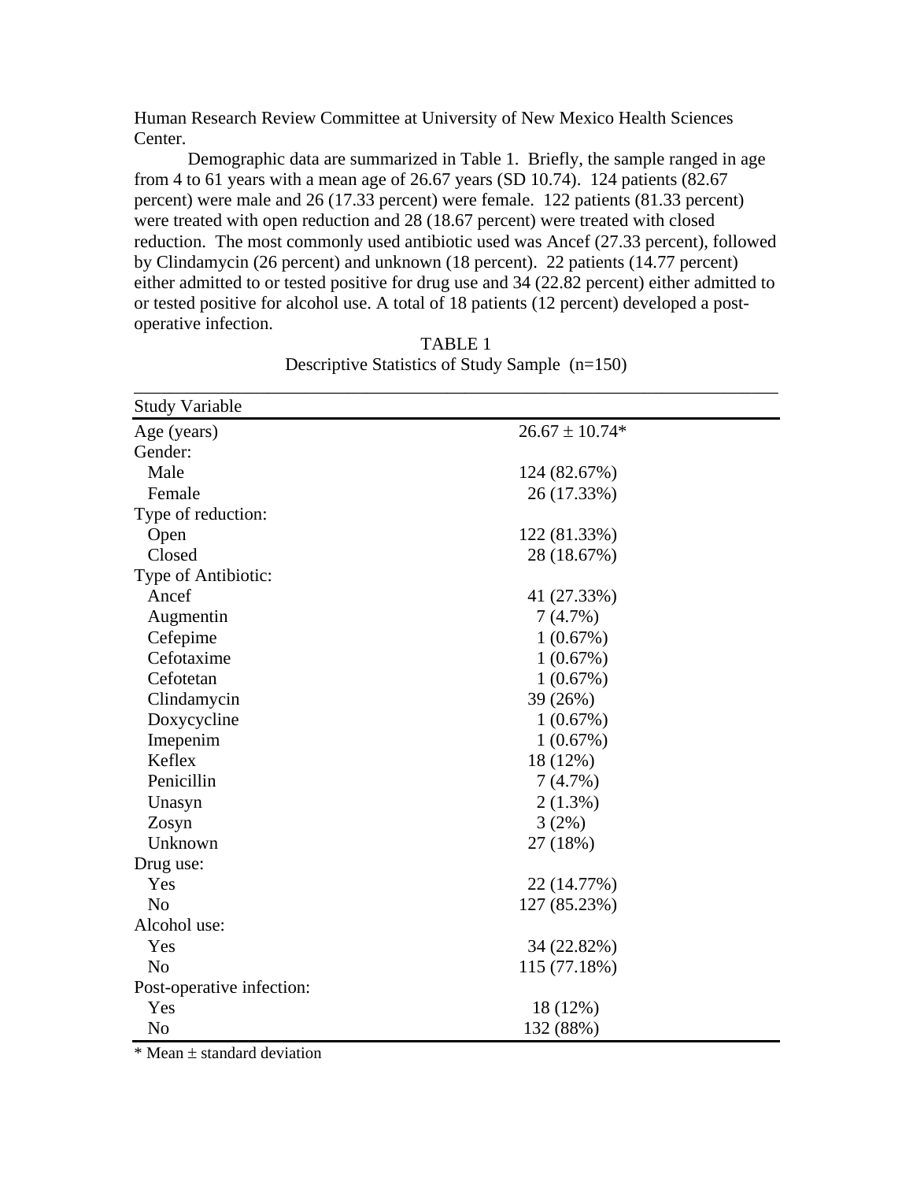Human Research Review Committee at University of New Mexico Health Sciences Center.

Demographic data are summarized in Table 1. Briefly, the sample ranged in age from 4 to 61 years with a mean age of 26.67 years (SD 10.74). 124 patients (82.67 percent) were male and 26 (17.33 percent) were female. 122 patients (81.33 percent) were treated with open reduction and 28 (18.67 percent) were treated with closed reduction. The most commonly used antibiotic used was Ancef (27.33 percent), followed by Clindamycin (26 percent) and unknown (18 percent). 22 patients (14.77 percent) either admitted to or tested positive for drug use and 34 (22.82 percent) either admitted to or tested positive for alcohol use. A total of 18 patients (12 percent) developed a post-operative infection.

TABLE 1
Descriptive Statistics of Study Sample (n=150)

| Study Variable | |
|---|---|
| Age (years) | 26.67 ± 10.74* |
| Gender: | |
| Male | 124 (82.67%) |
| Female | 26 (17.33%) |
| Type of reduction: | |
| Open | 122 (81.33%) |
| Closed | 28 (18.67%) |
| Type of Antibiotic: | |
| Ancef | 41 (27.33%) |
| Augmentin | 7 (4.7%) |
| Cefepime | 1 (0.67%) |
| Cefotaxime | 1 (0.67%) |
| Cefotetan | 1 (0.67%) |
| Clindamycin | 39 (26%) |
| Doxycycline | 1 (0.67%) |
| Imepenim | 1 (0.67%) |
| Keflex | 18 (12%) |
| Penicillin | 7 (4.7%) |
| Unasyn | 2 (1.3%) |
| Zosyn | 3 (2%) |
| Unknown | 27 (18%) |
| Drug use: | |
| Yes | 22 (14.77%) |
| No | 127 (85.23%) |
| Alcohol use: | |
| Yes | 34 (22.82%) |
| No | 115 (77.18%) |
| Post-operative infection: | |
| Yes | 18 (12%) |
| No | 132 (88%) |

* Mean ± standard deviation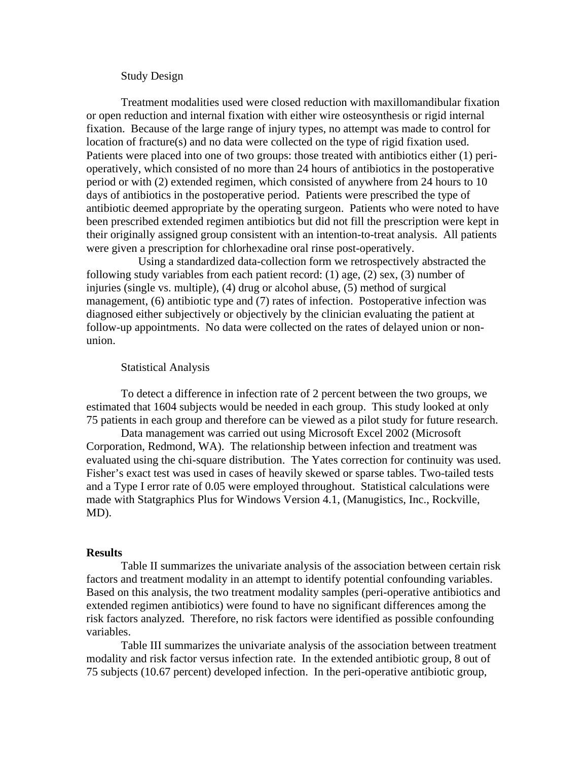Study Design

Treatment modalities used were closed reduction with maxillomandibular fixation or open reduction and internal fixation with either wire osteosynthesis or rigid internal fixation. Because of the large range of injury types, no attempt was made to control for location of fracture(s) and no data were collected on the type of rigid fixation used. Patients were placed into one of two groups: those treated with antibiotics either (1) peri-operatively, which consisted of no more than 24 hours of antibiotics in the postoperative period or with (2) extended regimen, which consisted of anywhere from 24 hours to 10 days of antibiotics in the postoperative period. Patients were prescribed the type of antibiotic deemed appropriate by the operating surgeon. Patients who were noted to have been prescribed extended regimen antibiotics but did not fill the prescription were kept in their originally assigned group consistent with an intention-to-treat analysis. All patients were given a prescription for chlorhexadine oral rinse post-operatively.

Using a standardized data-collection form we retrospectively abstracted the following study variables from each patient record: (1) age, (2) sex, (3) number of injuries (single vs. multiple), (4) drug or alcohol abuse, (5) method of surgical management, (6) antibiotic type and (7) rates of infection. Postoperative infection was diagnosed either subjectively or objectively by the clinician evaluating the patient at follow-up appointments. No data were collected on the rates of delayed union or non-union.

Statistical Analysis

To detect a difference in infection rate of 2 percent between the two groups, we estimated that 1604 subjects would be needed in each group. This study looked at only 75 patients in each group and therefore can be viewed as a pilot study for future research.

Data management was carried out using Microsoft Excel 2002 (Microsoft Corporation, Redmond, WA). The relationship between infection and treatment was evaluated using the chi-square distribution. The Yates correction for continuity was used. Fisher's exact test was used in cases of heavily skewed or sparse tables. Two-tailed tests and a Type I error rate of 0.05 were employed throughout. Statistical calculations were made with Statgraphics Plus for Windows Version 4.1, (Manugistics, Inc., Rockville, MD).

**Results**

Table II summarizes the univariate analysis of the association between certain risk factors and treatment modality in an attempt to identify potential confounding variables. Based on this analysis, the two treatment modality samples (peri-operative antibiotics and extended regimen antibiotics) were found to have no significant differences among the risk factors analyzed. Therefore, no risk factors were identified as possible confounding variables.

Table III summarizes the univariate analysis of the association between treatment modality and risk factor versus infection rate. In the extended antibiotic group, 8 out of 75 subjects (10.67 percent) developed infection. In the peri-operative antibiotic group,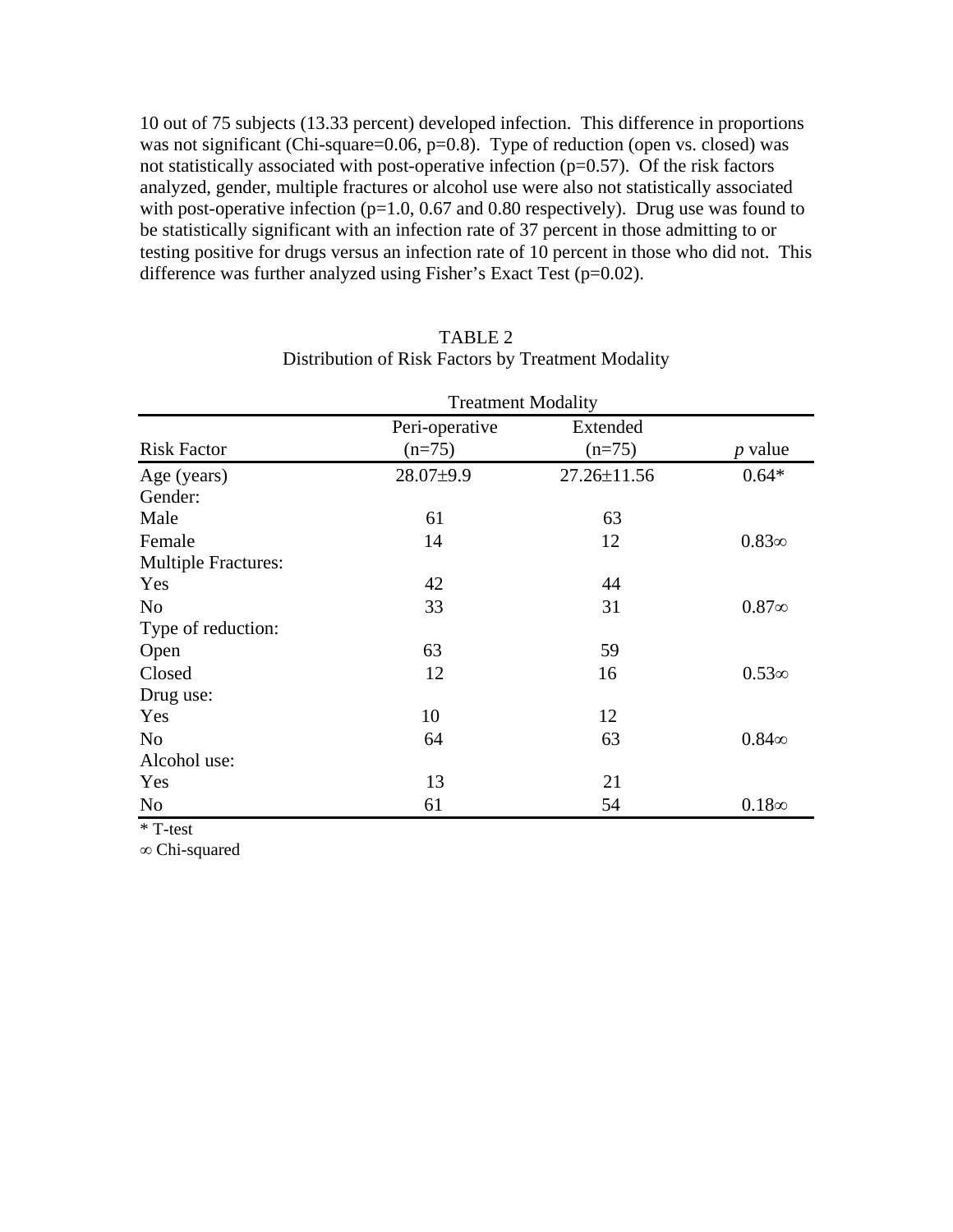10 out of 75 subjects (13.33 percent) developed infection. This difference in proportions was not significant (Chi-square=0.06, p=0.8). Type of reduction (open vs. closed) was not statistically associated with post-operative infection (p=0.57). Of the risk factors analyzed, gender, multiple fractures or alcohol use were also not statistically associated with post-operative infection (p=1.0, 0.67 and 0.80 respectively). Drug use was found to be statistically significant with an infection rate of 37 percent in those admitting to or testing positive for drugs versus an infection rate of 10 percent in those who did not. This difference was further analyzed using Fisher's Exact Test (p=0.02).

TABLE 2
Distribution of Risk Factors by Treatment Modality

| | Treatment Modality | | |
|---|---|---|---|
| Risk Factor | Peri-operative (n=75) | Extended (n=75) | *p* value |
| Age (years) | 28.07±9.9 | 27.26±11.56 | 0.64* |
| Gender: | | | |
| Male | 61 | 63 | |
| Female | 14 | 12 | 0.83∞ |
| Multiple Fractures: | | | |
| Yes | 42 | 44 | |
| No | 33 | 31 | 0.87∞ |
| Type of reduction: | | | |
| Open | 63 | 59 | |
| Closed | 12 | 16 | 0.53∞ |
| Drug use: | | | |
| Yes | 10 | 12 | |
| No | 64 | 63 | 0.84∞ |
| Alcohol use: | | | |
| Yes | 13 | 21 | |
| No | 61 | 54 | 0.18∞ |

\* T-test
∞ Chi-squared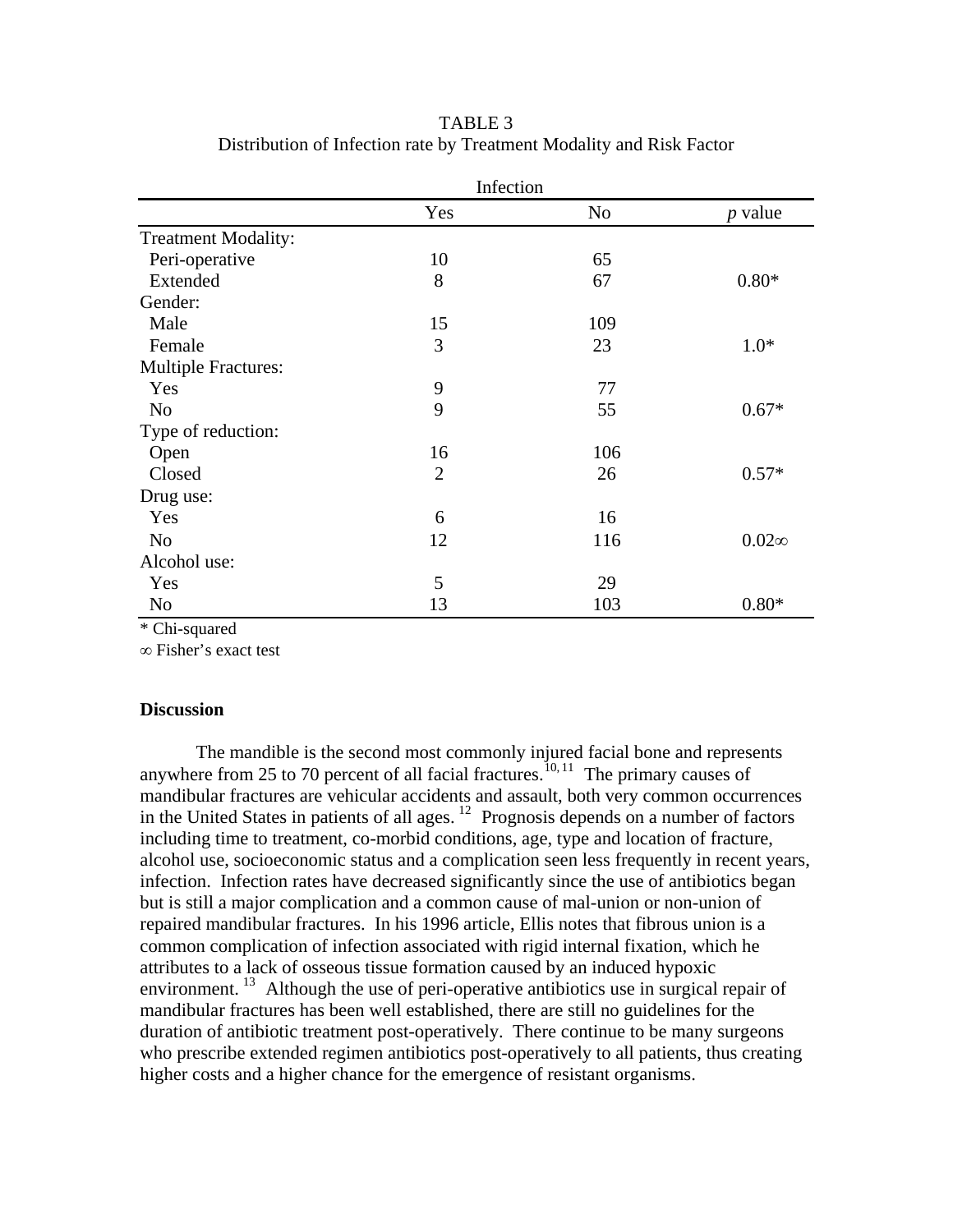TABLE 3
Distribution of Infection rate by Treatment Modality and Risk Factor

| | Infection | | |
|---|---|---|---|
| | Yes | No | *p* value |
| Treatment Modality: | | | |
| Peri-operative | 10 | 65 | |
| Extended | 8 | 67 | 0.80* |
| Gender: | | | |
| Male | 15 | 109 | |
| Female | 3 | 23 | 1.0* |
| Multiple Fractures: | | | |
| Yes | 9 | 77 | |
| No | 9 | 55 | 0.67* |
| Type of reduction: | | | |
| Open | 16 | 106 | |
| Closed | 2 | 26 | 0.57* |
| Drug use: | | | |
| Yes | 6 | 16 | |
| No | 12 | 116 | 0.02∞ |
| Alcohol use: | | | |
| Yes | 5 | 29 | |
| No | 13 | 103 | 0.80* |

* Chi-squared

∞ Fisher's exact test

### Discussion

The mandible is the second most commonly injured facial bone and represents anywhere from 25 to 70 percent of all facial fractures.[10, 11] The primary causes of mandibular fractures are vehicular accidents and assault, both very common occurrences in the United States in patients of all ages.[12] Prognosis depends on a number of factors including time to treatment, co-morbid conditions, age, type and location of fracture, alcohol use, socioeconomic status and a complication seen less frequently in recent years, infection. Infection rates have decreased significantly since the use of antibiotics began but is still a major complication and a common cause of mal-union or non-union of repaired mandibular fractures. In his 1996 article, Ellis notes that fibrous union is a common complication of infection associated with rigid internal fixation, which he attributes to a lack of osseous tissue formation caused by an induced hypoxic environment.[13] Although the use of peri-operative antibiotics use in surgical repair of mandibular fractures has been well established, there are still no guidelines for the duration of antibiotic treatment post-operatively. There continue to be many surgeons who prescribe extended regimen antibiotics post-operatively to all patients, thus creating higher costs and a higher chance for the emergence of resistant organisms.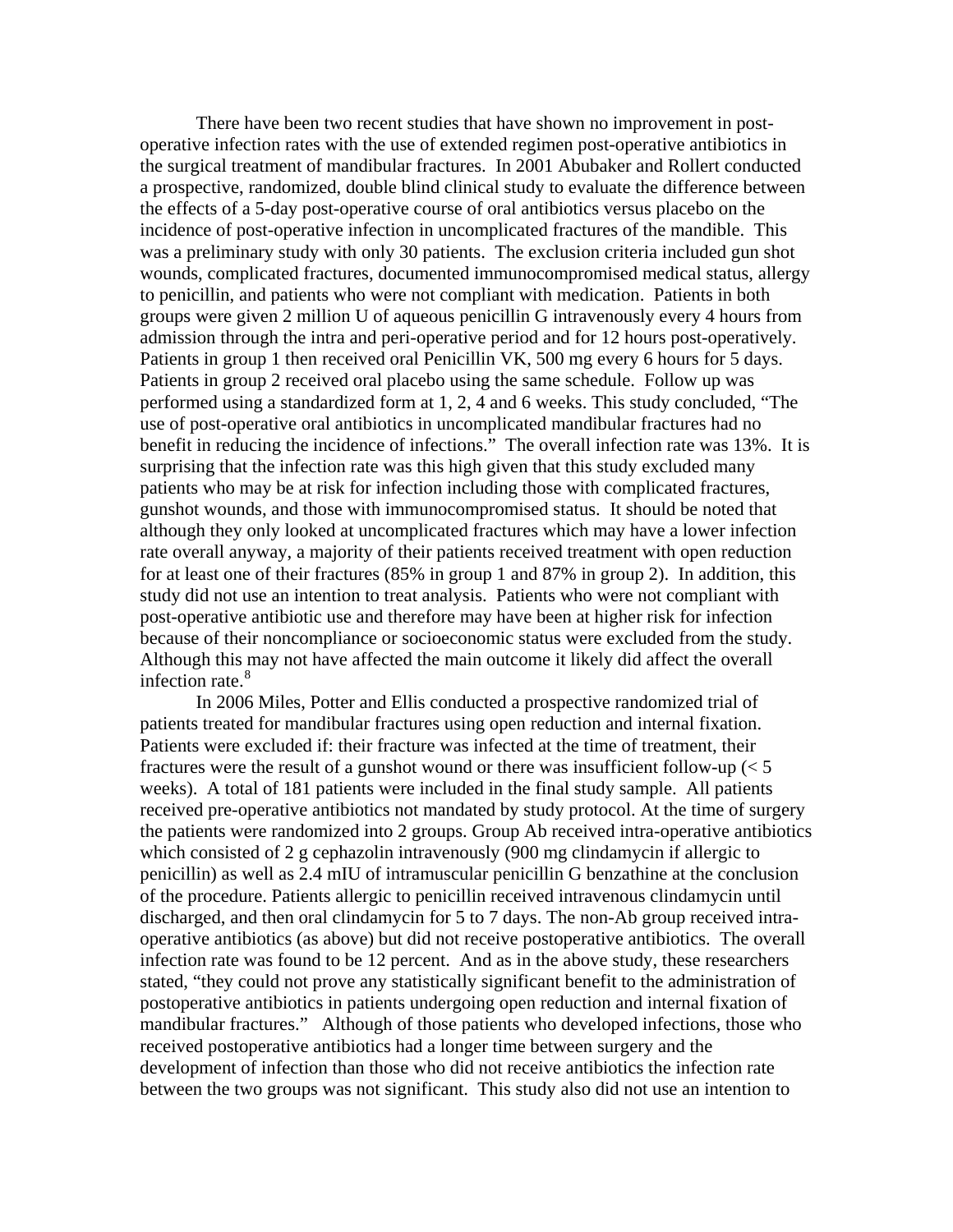There have been two recent studies that have shown no improvement in post-operative infection rates with the use of extended regimen post-operative antibiotics in the surgical treatment of mandibular fractures. In 2001 Abubaker and Rollert conducted a prospective, randomized, double blind clinical study to evaluate the difference between the effects of a 5-day post-operative course of oral antibiotics versus placebo on the incidence of post-operative infection in uncomplicated fractures of the mandible. This was a preliminary study with only 30 patients. The exclusion criteria included gun shot wounds, complicated fractures, documented immunocompromised medical status, allergy to penicillin, and patients who were not compliant with medication. Patients in both groups were given 2 million U of aqueous penicillin G intravenously every 4 hours from admission through the intra and peri-operative period and for 12 hours post-operatively. Patients in group 1 then received oral Penicillin VK, 500 mg every 6 hours for 5 days. Patients in group 2 received oral placebo using the same schedule. Follow up was performed using a standardized form at 1, 2, 4 and 6 weeks. This study concluded, "The use of post-operative oral antibiotics in uncomplicated mandibular fractures had no benefit in reducing the incidence of infections." The overall infection rate was 13%. It is surprising that the infection rate was this high given that this study excluded many patients who may be at risk for infection including those with complicated fractures, gunshot wounds, and those with immunocompromised status. It should be noted that although they only looked at uncomplicated fractures which may have a lower infection rate overall anyway, a majority of their patients received treatment with open reduction for at least one of their fractures (85% in group 1 and 87% in group 2). In addition, this study did not use an intention to treat analysis. Patients who were not compliant with post-operative antibiotic use and therefore may have been at higher risk for infection because of their noncompliance or socioeconomic status were excluded from the study. Although this may not have affected the main outcome it likely did affect the overall infection rate.[8]

In 2006 Miles, Potter and Ellis conducted a prospective randomized trial of patients treated for mandibular fractures using open reduction and internal fixation. Patients were excluded if: their fracture was infected at the time of treatment, their fractures were the result of a gunshot wound or there was insufficient follow-up (< 5 weeks). A total of 181 patients were included in the final study sample. All patients received pre-operative antibiotics not mandated by study protocol. At the time of surgery the patients were randomized into 2 groups. Group Ab received intra-operative antibiotics which consisted of 2 g cephazolin intravenously (900 mg clindamycin if allergic to penicillin) as well as 2.4 mIU of intramuscular penicillin G benzathine at the conclusion of the procedure. Patients allergic to penicillin received intravenous clindamycin until discharged, and then oral clindamycin for 5 to 7 days. The non-Ab group received intra-operative antibiotics (as above) but did not receive postoperative antibiotics. The overall infection rate was found to be 12 percent. And as in the above study, these researchers stated, "they could not prove any statistically significant benefit to the administration of postoperative antibiotics in patients undergoing open reduction and internal fixation of mandibular fractures." Although of those patients who developed infections, those who received postoperative antibiotics had a longer time between surgery and the development of infection than those who did not receive antibiotics the infection rate between the two groups was not significant. This study also did not use an intention to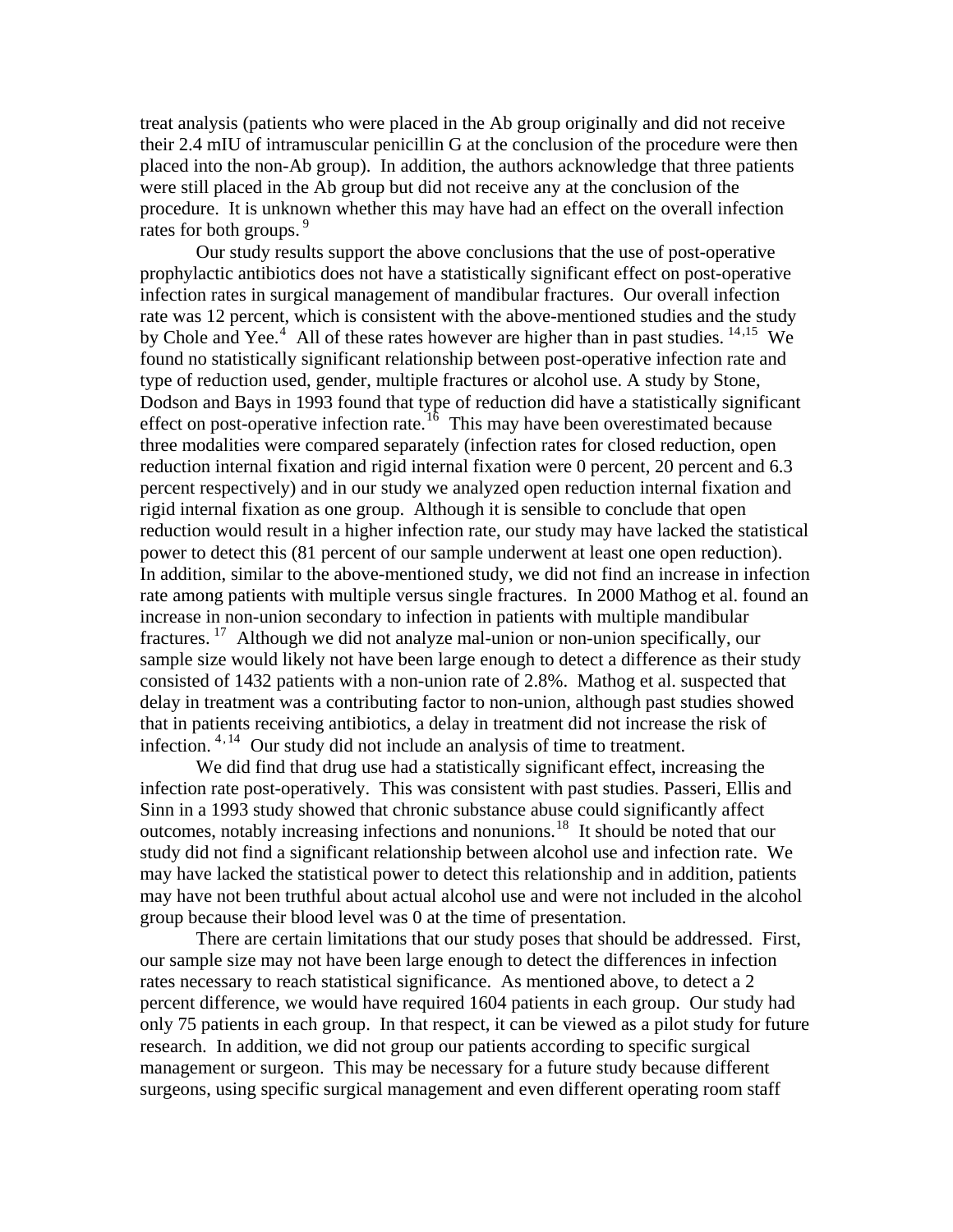treat analysis (patients who were placed in the Ab group originally and did not receive their 2.4 mIU of intramuscular penicillin G at the conclusion of the procedure were then placed into the non-Ab group). In addition, the authors acknowledge that three patients were still placed in the Ab group but did not receive any at the conclusion of the procedure. It is unknown whether this may have had an effect on the overall infection rates for both groups.[9]

Our study results support the above conclusions that the use of post-operative prophylactic antibiotics does not have a statistically significant effect on post-operative infection rates in surgical management of mandibular fractures. Our overall infection rate was 12 percent, which is consistent with the above-mentioned studies and the study by Chole and Yee.[4] All of these rates however are higher than in past studies.[14,15] We found no statistically significant relationship between post-operative infection rate and type of reduction used, gender, multiple fractures or alcohol use. A study by Stone, Dodson and Bays in 1993 found that type of reduction did have a statistically significant effect on post-operative infection rate.[16] This may have been overestimated because three modalities were compared separately (infection rates for closed reduction, open reduction internal fixation and rigid internal fixation were 0 percent, 20 percent and 6.3 percent respectively) and in our study we analyzed open reduction internal fixation and rigid internal fixation as one group. Although it is sensible to conclude that open reduction would result in a higher infection rate, our study may have lacked the statistical power to detect this (81 percent of our sample underwent at least one open reduction). In addition, similar to the above-mentioned study, we did not find an increase in infection rate among patients with multiple versus single fractures. In 2000 Mathog et al. found an increase in non-union secondary to infection in patients with multiple mandibular fractures.[17] Although we did not analyze mal-union or non-union specifically, our sample size would likely not have been large enough to detect a difference as their study consisted of 1432 patients with a non-union rate of 2.8%. Mathog et al. suspected that delay in treatment was a contributing factor to non-union, although past studies showed that in patients receiving antibiotics, a delay in treatment did not increase the risk of infection.[4,14] Our study did not include an analysis of time to treatment.

We did find that drug use had a statistically significant effect, increasing the infection rate post-operatively. This was consistent with past studies. Passeri, Ellis and Sinn in a 1993 study showed that chronic substance abuse could significantly affect outcomes, notably increasing infections and nonunions.[18] It should be noted that our study did not find a significant relationship between alcohol use and infection rate. We may have lacked the statistical power to detect this relationship and in addition, patients may have not been truthful about actual alcohol use and were not included in the alcohol group because their blood level was 0 at the time of presentation.

There are certain limitations that our study poses that should be addressed. First, our sample size may not have been large enough to detect the differences in infection rates necessary to reach statistical significance. As mentioned above, to detect a 2 percent difference, we would have required 1604 patients in each group. Our study had only 75 patients in each group. In that respect, it can be viewed as a pilot study for future research. In addition, we did not group our patients according to specific surgical management or surgeon. This may be necessary for a future study because different surgeons, using specific surgical management and even different operating room staff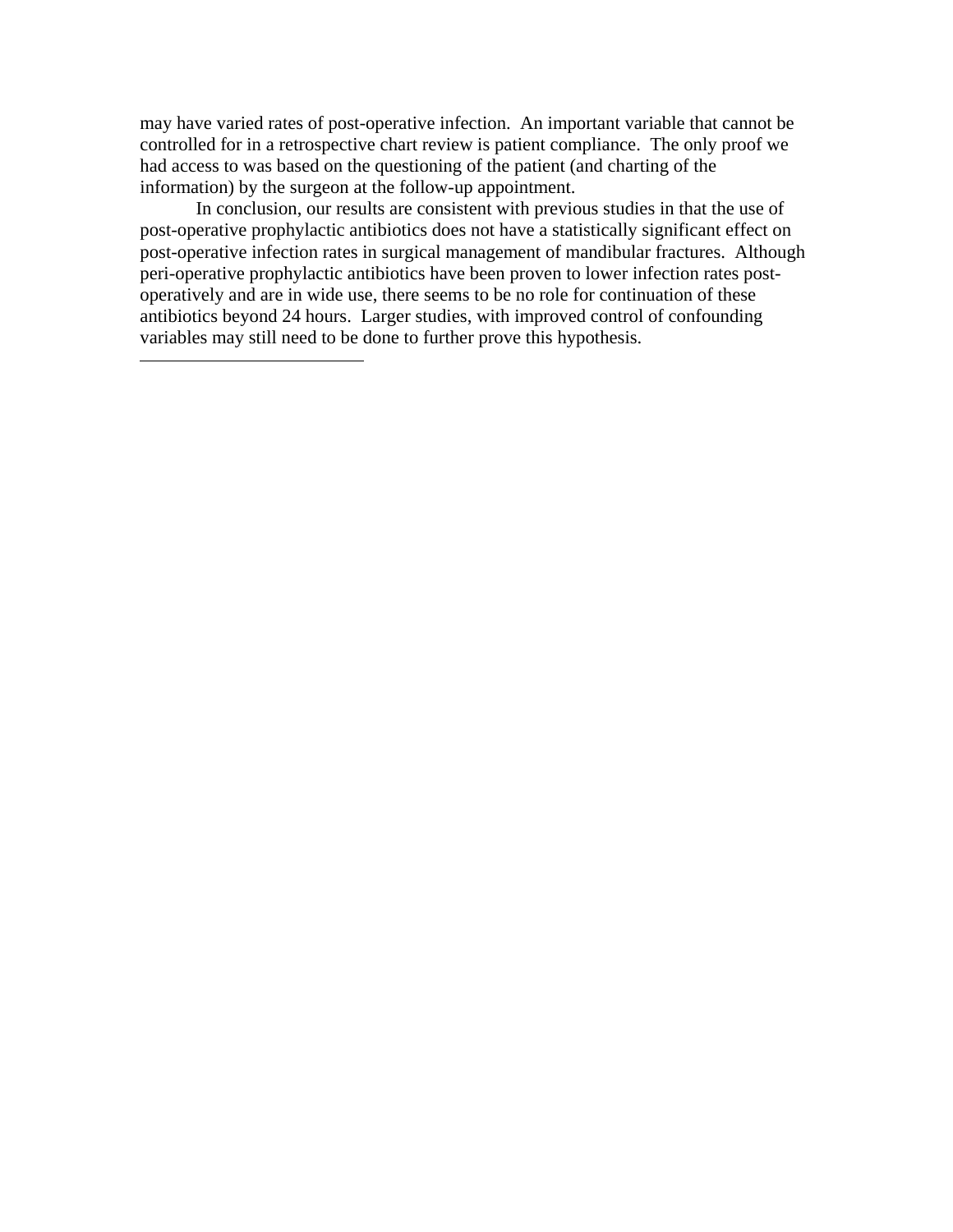may have varied rates of post-operative infection. An important variable that cannot be controlled for in a retrospective chart review is patient compliance. The only proof we had access to was based on the questioning of the patient (and charting of the information) by the surgeon at the follow-up appointment.

In conclusion, our results are consistent with previous studies in that the use of post-operative prophylactic antibiotics does not have a statistically significant effect on post-operative infection rates in surgical management of mandibular fractures. Although peri-operative prophylactic antibiotics have been proven to lower infection rates post-operatively and are in wide use, there seems to be no role for continuation of these antibiotics beyond 24 hours. Larger studies, with improved control of confounding variables may still need to be done to further prove this hypothesis.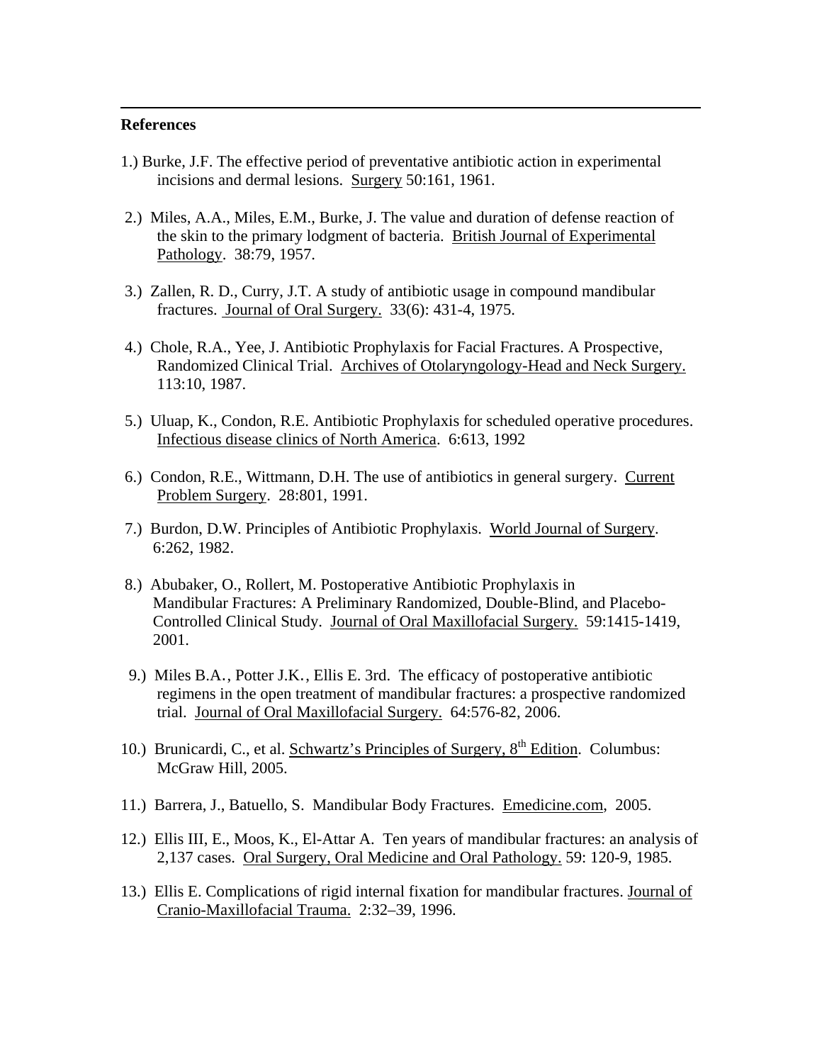## References

1.) Burke, J.F. The effective period of preventative antibiotic action in experimental incisions and dermal lesions. Surgery 50:161, 1961.

2.) Miles, A.A., Miles, E.M., Burke, J. The value and duration of defense reaction of the skin to the primary lodgment of bacteria. British Journal of Experimental Pathology. 38:79, 1957.

3.) Zallen, R. D., Curry, J.T. A study of antibiotic usage in compound mandibular fractures. Journal of Oral Surgery. 33(6): 431-4, 1975.

4.) Chole, R.A., Yee, J. Antibiotic Prophylaxis for Facial Fractures. A Prospective, Randomized Clinical Trial. Archives of Otolaryngology-Head and Neck Surgery. 113:10, 1987.

5.) Uluap, K., Condon, R.E. Antibiotic Prophylaxis for scheduled operative procedures. Infectious disease clinics of North America. 6:613, 1992

6.) Condon, R.E., Wittmann, D.H. The use of antibiotics in general surgery. Current Problem Surgery. 28:801, 1991.

7.) Burdon, D.W. Principles of Antibiotic Prophylaxis. World Journal of Surgery. 6:262, 1982.

8.) Abubaker, O., Rollert, M. Postoperative Antibiotic Prophylaxis in Mandibular Fractures: A Preliminary Randomized, Double-Blind, and Placebo-Controlled Clinical Study. Journal of Oral Maxillofacial Surgery. 59:1415-1419, 2001.

9.) Miles B.A., Potter J.K., Ellis E. 3rd. The efficacy of postoperative antibiotic regimens in the open treatment of mandibular fractures: a prospective randomized trial. Journal of Oral Maxillofacial Surgery. 64:576-82, 2006.

10.) Brunicardi, C., et al. Schwartz's Principles of Surgery, 8th Edition. Columbus: McGraw Hill, 2005.

11.) Barrera, J., Batuello, S. Mandibular Body Fractures. Emedicine.com, 2005.

12.) Ellis III, E., Moos, K., El-Attar A. Ten years of mandibular fractures: an analysis of 2,137 cases. Oral Surgery, Oral Medicine and Oral Pathology. 59: 120-9, 1985.

13.) Ellis E. Complications of rigid internal fixation for mandibular fractures. Journal of Cranio-Maxillofacial Trauma. 2:32–39, 1996.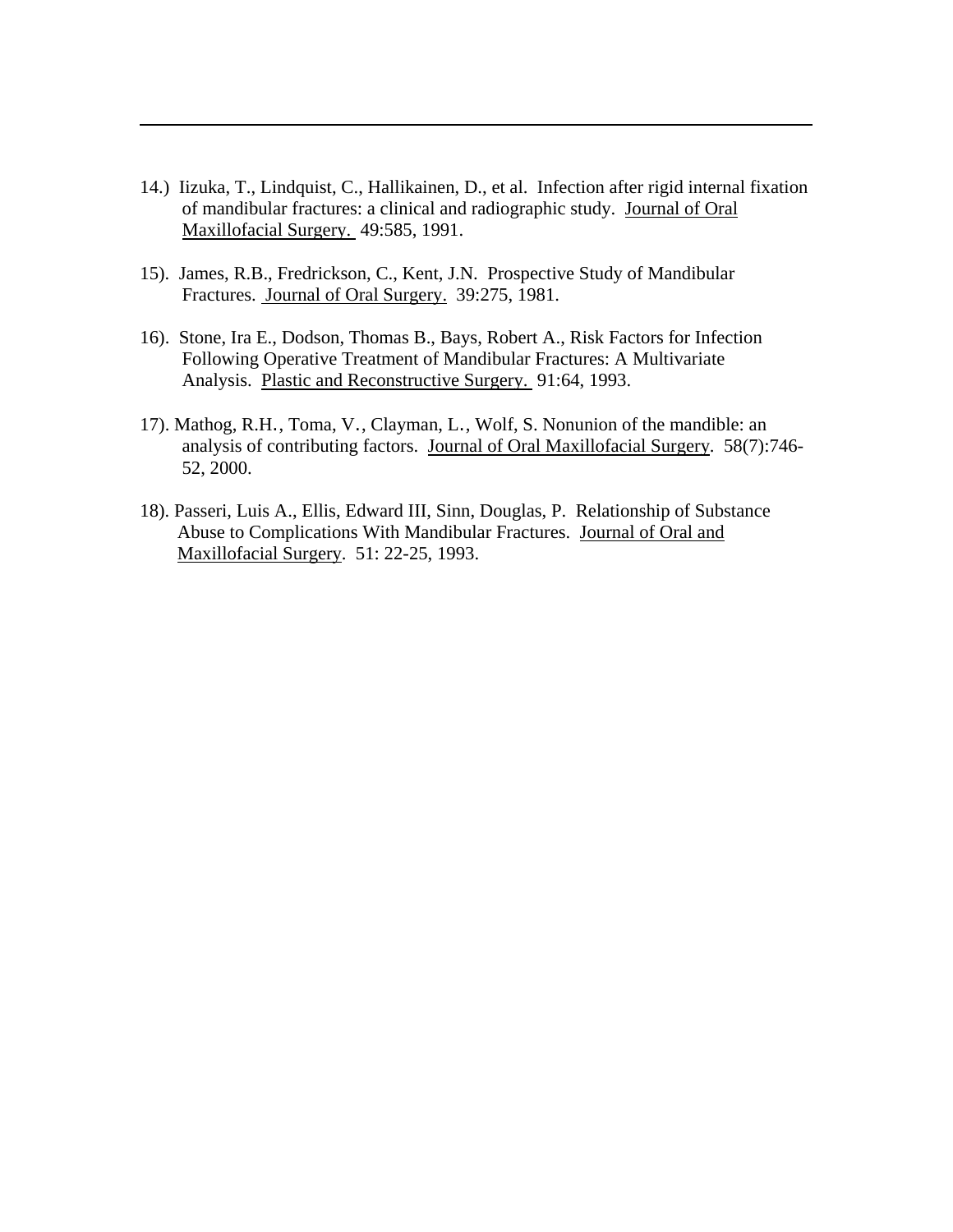---

14.) Iizuka, T., Lindquist, C., Hallikainen, D., et al. Infection after rigid internal fixation of mandibular fractures: a clinical and radiographic study. Journal of Oral Maxillofacial Surgery. 49:585, 1991.

15). James, R.B., Fredrickson, C., Kent, J.N. Prospective Study of Mandibular Fractures. Journal of Oral Surgery. 39:275, 1981.

16). Stone, Ira E., Dodson, Thomas B., Bays, Robert A., Risk Factors for Infection Following Operative Treatment of Mandibular Fractures: A Multivariate Analysis. Plastic and Reconstructive Surgery. 91:64, 1993.

17). Mathog, R.H., Toma, V., Clayman, L., Wolf, S. Nonunion of the mandible: an analysis of contributing factors. Journal of Oral Maxillofacial Surgery. 58(7):746-52, 2000.

18). Passeri, Luis A., Ellis, Edward III, Sinn, Douglas, P. Relationship of Substance Abuse to Complications With Mandibular Fractures. Journal of Oral and Maxillofacial Surgery. 51: 22-25, 1993.